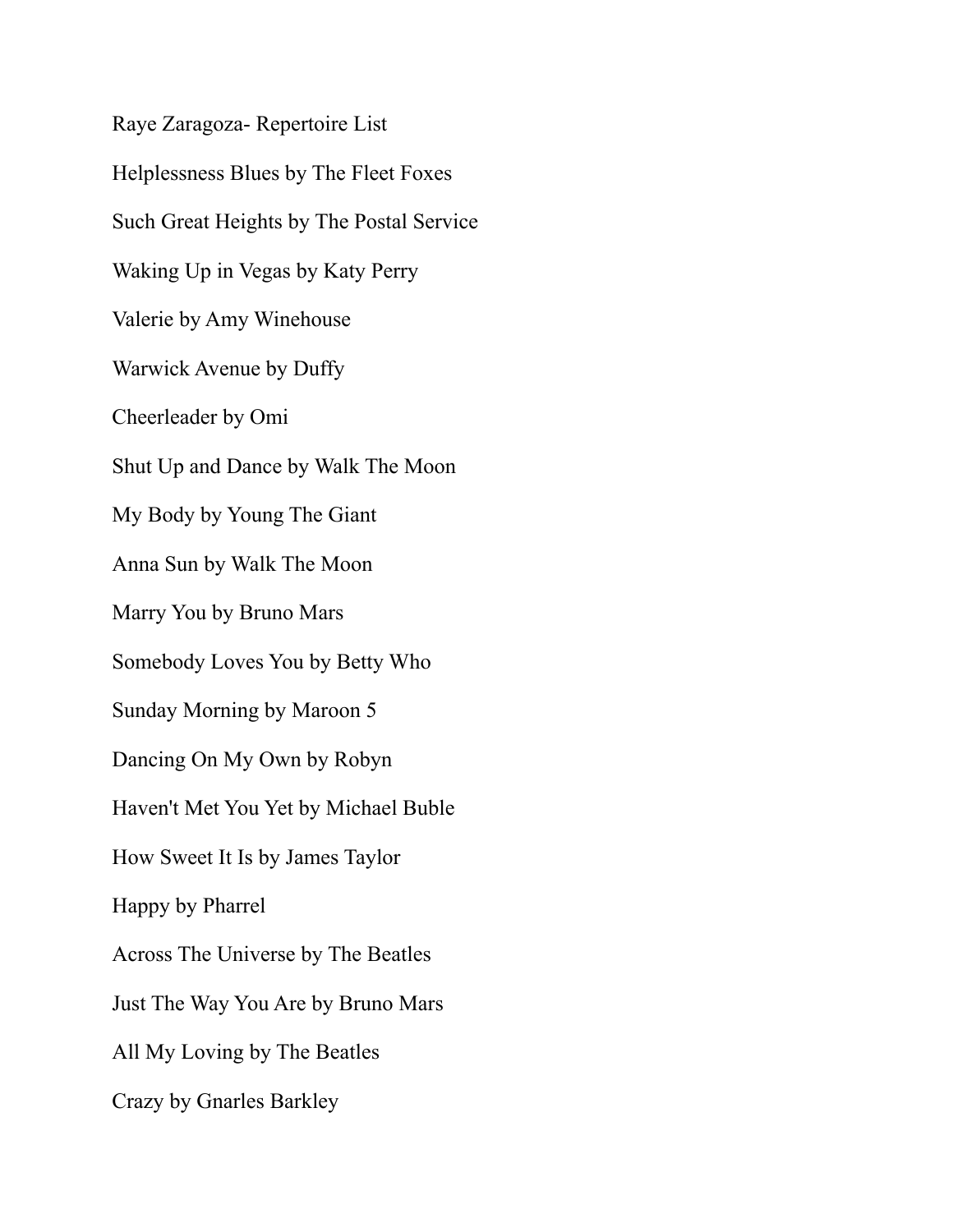Raye Zaragoza- Repertoire List

Helplessness Blues by The Fleet Foxes

Such Great Heights by The Postal Service

Waking Up in Vegas by Katy Perry

Valerie by Amy Winehouse

Warwick Avenue by Duffy

Cheerleader by Omi

Shut Up and Dance by Walk The Moon

My Body by Young The Giant

Anna Sun by Walk The Moon

Marry You by Bruno Mars

Somebody Loves You by Betty Who

Sunday Morning by Maroon 5

Dancing On My Own by Robyn

Haven't Met You Yet by Michael Buble

How Sweet It Is by James Taylor

Happy by Pharrel

Across The Universe by The Beatles

Just The Way You Are by Bruno Mars

All My Loving by The Beatles

Crazy by Gnarles Barkley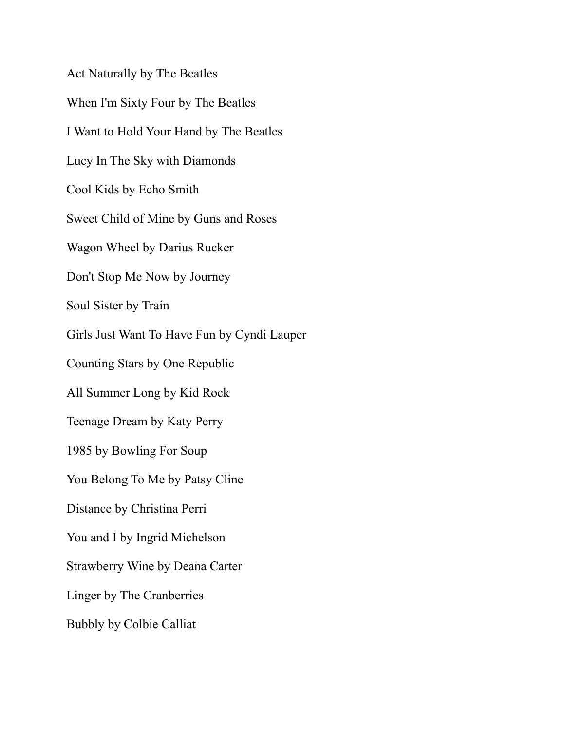Act Naturally by The Beatles

When I'm Sixty Four by The Beatles

I Want to Hold Your Hand by The Beatles

Lucy In The Sky with Diamonds

Cool Kids by Echo Smith

Sweet Child of Mine by Guns and Roses

Wagon Wheel by Darius Rucker

Don't Stop Me Now by Journey

Soul Sister by Train

Girls Just Want To Have Fun by Cyndi Lauper

Counting Stars by One Republic

All Summer Long by Kid Rock

Teenage Dream by Katy Perry

1985 by Bowling For Soup

You Belong To Me by Patsy Cline

Distance by Christina Perri

You and I by Ingrid Michelson

Strawberry Wine by Deana Carter

Linger by The Cranberries

Bubbly by Colbie Calliat